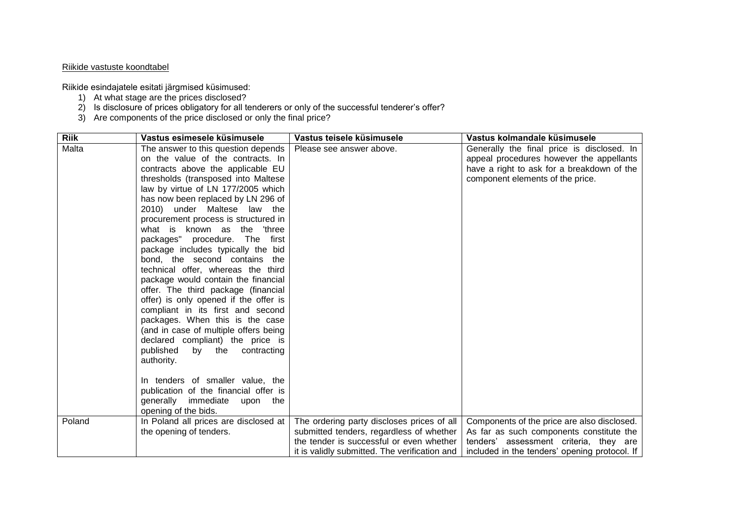Riikide vastuste koondtabel

Riikide esindajatele esitati järgmised küsimused:

1) At what stage are the prices disclosed?
2) Is disclosure of prices obligatory for all tenderers or only of the successful tenderer's offer?
3) Are components of the price disclosed or only the final price?

| Riik | Vastus esimesele küsimusele | Vastus teisele küsimusele | Vastus kolmandale küsimusele |
|---|---|---|---|
| Malta | The answer to this question depends on the value of the contracts. In contracts above the applicable EU thresholds (transposed into Maltese law by virtue of LN 177/2005 which has now been replaced by LN 296 of 2010) under Maltese law the procurement process is structured in what is known as the 'three packages" procedure. The first package includes typically the bid bond, the second contains the technical offer, whereas the third package would contain the financial offer. The third package (financial offer) is only opened if the offer is compliant in its first and second packages. When this is the case (and in case of multiple offers being declared compliant) the price is published by the contracting authority.<br><br>In tenders of smaller value, the publication of the financial offer is generally immediate upon the opening of the bids. | Please see answer above. | Generally the final price is disclosed. In appeal procedures however the appellants have a right to ask for a breakdown of the component elements of the price. |
| Poland | In Poland all prices are disclosed at the opening of tenders. | The ordering party discloses prices of all submitted tenders, regardless of whether the tender is successful or even whether it is validly submitted. The verification and | Components of the price are also disclosed. As far as such components constitute the tenders' assessment criteria, they are included in the tenders' opening protocol. If |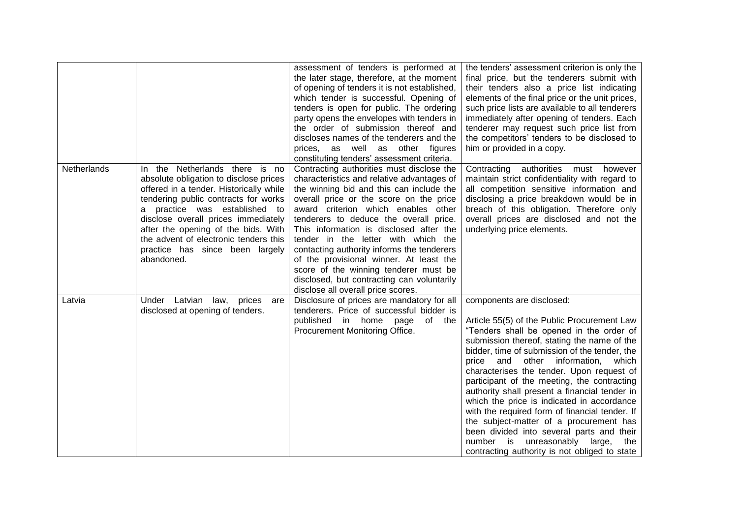| | | | |
|---|---|---|---|
| | | assessment of tenders is performed at the later stage, therefore, at the moment of opening of tenders it is not established, which tender is successful. Opening of tenders is open for public. The ordering party opens the envelopes with tenders in the order of submission thereof and discloses names of the tenderers and the prices, as well as other figures constituting tenders' assessment criteria. | the tenders' assessment criterion is only the final price, but the tenderers submit with their tenders also a price list indicating elements of the final price or the unit prices, such price lists are available to all tenderers immediately after opening of tenders. Each tenderer may request such price list from the competitors' tenders to be disclosed to him or provided in a copy. |
| Netherlands | In the Netherlands there is no absolute obligation to disclose prices offered in a tender. Historically while tendering public contracts for works a practice was established to disclose overall prices immediately after the opening of the bids. With the advent of electronic tenders this practice has since been largely abandoned. | Contracting authorities must disclose the characteristics and relative advantages of the winning bid and this can include the overall price or the score on the price award criterion which enables other tenderers to deduce the overall price. This information is disclosed after the tender in the letter with which the contacting authority informs the tenderers of the provisional winner. At least the score of the winning tenderer must be disclosed, but contracting can voluntarily disclose all overall price scores. | Contracting authorities must however maintain strict confidentiality with regard to all competition sensitive information and disclosing a price breakdown would be in breach of this obligation. Therefore only overall prices are disclosed and not the underlying price elements. |
| Latvia | Under Latvian law, prices are disclosed at opening of tenders. | Disclosure of prices are mandatory for all tenderers. Price of successful bidder is published in home page of the Procurement Monitoring Office. | components are disclosed:<br><br>Article 55(5) of the Public Procurement Law "Tenders shall be opened in the order of submission thereof, stating the name of the bidder, time of submission of the tender, the price and other information, which characterises the tender. Upon request of participant of the meeting, the contracting authority shall present a financial tender in which the price is indicated in accordance with the required form of financial tender. If the subject-matter of a procurement has been divided into several parts and their number is unreasonably large, the contracting authority is not obliged to state |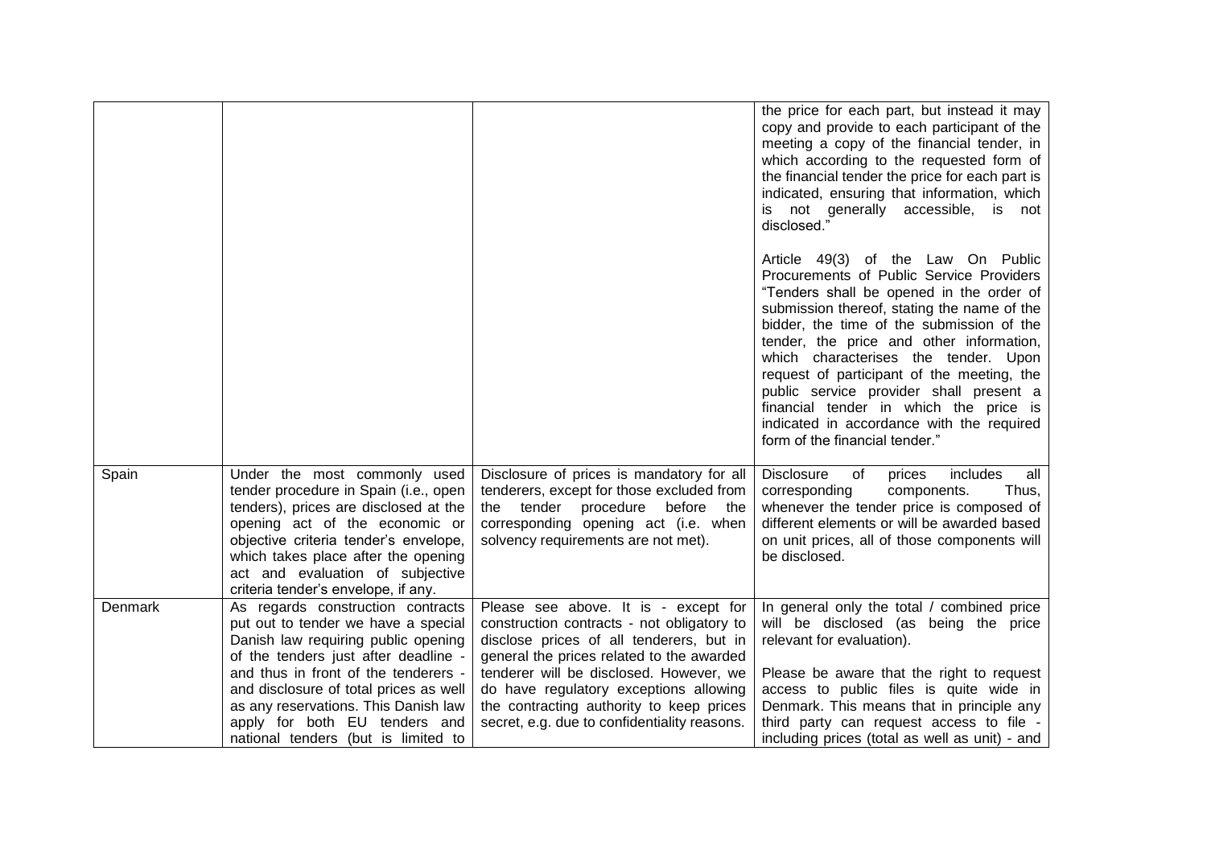|  |  |  |  |
|---|---|---|---|
|  |  |  | the price for each part, but instead it may copy and provide to each participant of the meeting a copy of the financial tender, in which according to the requested form of the financial tender the price for each part is indicated, ensuring that information, which is not generally accessible, is not disclosed."<br><br>Article 49(3) of the Law On Public Procurements of Public Service Providers "Tenders shall be opened in the order of submission thereof, stating the name of the bidder, the time of the submission of the tender, the price and other information, which characterises the tender. Upon request of participant of the meeting, the public service provider shall present a financial tender in which the price is indicated in accordance with the required form of the financial tender." |
| Spain | Under the most commonly used tender procedure in Spain (i.e., open tenders), prices are disclosed at the opening act of the economic or objective criteria tender's envelope, which takes place after the opening act and evaluation of subjective criteria tender's envelope, if any. | Disclosure of prices is mandatory for all tenderers, except for those excluded from the tender procedure before the corresponding opening act (i.e. when solvency requirements are not met). | Disclosure of prices includes all corresponding components. Thus, whenever the tender price is composed of different elements or will be awarded based on unit prices, all of those components will be disclosed. |
| Denmark | As regards construction contracts put out to tender we have a special Danish law requiring public opening of the tenders just after deadline - and thus in front of the tenderers - and disclosure of total prices as well as any reservations. This Danish law apply for both EU tenders and national tenders (but is limited to | Please see above. It is - except for construction contracts - not obligatory to disclose prices of all tenderers, but in general the prices related to the awarded tenderer will be disclosed. However, we do have regulatory exceptions allowing the contracting authority to keep prices secret, e.g. due to confidentiality reasons. | In general only the total / combined price will be disclosed (as being the price relevant for evaluation).<br><br>Please be aware that the right to request access to public files is quite wide in Denmark. This means that in principle any third party can request access to file - including prices (total as well as unit) - and |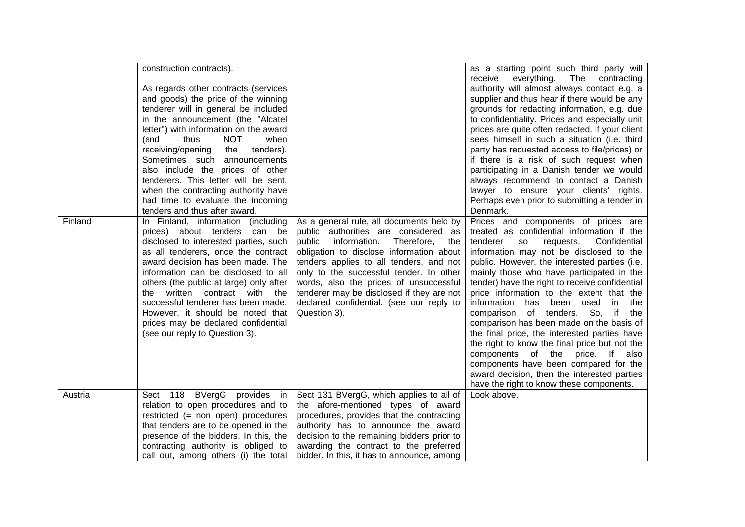|  |  |  |  |
|---|---|---|---|
|  | construction contracts).<br><br>As regards other contracts (services and goods) the price of the winning tenderer will in general be included in the announcement (the "Alcatel letter") with information on the award (and thus NOT when receiving/opening the tenders). Sometimes such announcements also include the prices of other tenderers. This letter will be sent, when the contracting authority have had time to evaluate the incoming tenders and thus after award. |  | as a starting point such third party will receive everything. The contracting authority will almost always contact e.g. a supplier and thus hear if there would be any grounds for redacting information, e.g. due to confidentiality. Prices and especially unit prices are quite often redacted. If your client sees himself in such a situation (i.e. third party has requested access to file/prices) or if there is a risk of such request when participating in a Danish tender we would always recommend to contact a Danish lawyer to ensure your clients' rights. Perhaps even prior to submitting a tender in Denmark. |
| Finland | In Finland, information (including prices) about tenders can be disclosed to interested parties, such as all tenderers, once the contract award decision has been made. The information can be disclosed to all others (the public at large) only after the written contract with the successful tenderer has been made. However, it should be noted that prices may be declared confidential (see our reply to Question 3). | As a general rule, all documents held by public authorities are considered as public information. Therefore, the obligation to disclose information about tenders applies to all tenders, and not only to the successful tender. In other words, also the prices of unsuccessful tenderer may be disclosed if they are not declared confidential. (see our reply to Question 3). | Prices and components of prices are treated as confidential information if the tenderer so requests. Confidential information may not be disclosed to the public. However, the interested parties (i.e. mainly those who have participated in the tender) have the right to receive confidential price information to the extent that the information has been used in the comparison of tenders. So, if the comparison has been made on the basis of the final price, the interested parties have the right to know the final price but not the components of the price. If also components have been compared for the award decision, then the interested parties have the right to know these components. |
| Austria | Sect 118 BVergG provides in relation to open procedures and to restricted (= non open) procedures that tenders are to be opened in the presence of the bidders. In this, the contracting authority is obliged to call out, among others (i) the total | Sect 131 BVergG, which applies to all of the afore-mentioned types of award procedures, provides that the contracting authority has to announce the award decision to the remaining bidders prior to awarding the contract to the preferred bidder. In this, it has to announce, among | Look above. |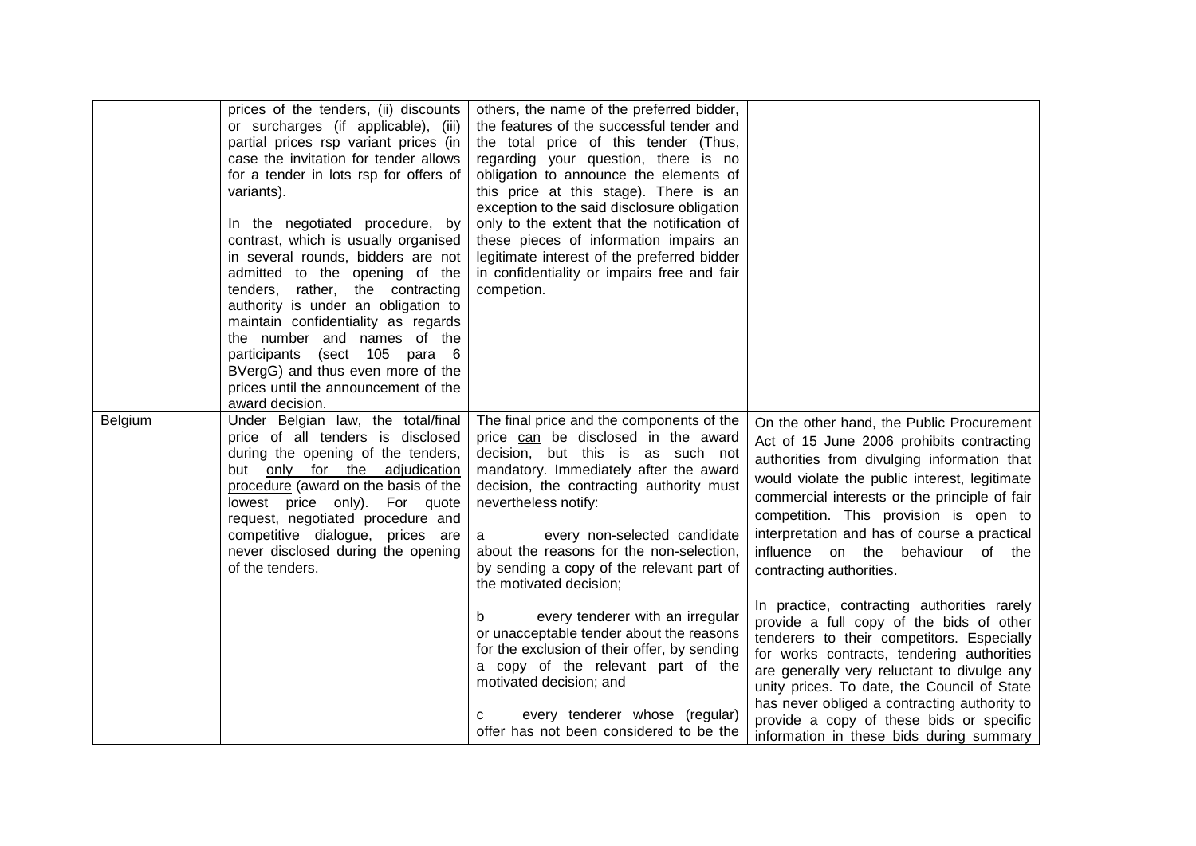| | | | |
|---|---|---|---|
| | prices of the tenders, (ii) discounts or surcharges (if applicable), (iii) partial prices rsp variant prices (in case the invitation for tender allows for a tender in lots rsp for offers of variants).<br><br>In the negotiated procedure, by contrast, which is usually organised in several rounds, bidders are not admitted to the opening of the tenders, rather, the contracting authority is under an obligation to maintain confidentiality as regards the number and names of the participants (sect 105 para 6 BVergG) and thus even more of the prices until the announcement of the award decision. | others, the name of the preferred bidder, the features of the successful tender and the total price of this tender (Thus, regarding your question, there is no obligation to announce the elements of this price at this stage). There is an exception to the said disclosure obligation only to the extent that the notification of these pieces of information impairs an legitimate interest of the preferred bidder in confidentiality or impairs free and fair competion. | |
| Belgium | Under Belgian law, the total/final price of all tenders is disclosed during the opening of the tenders, but <u>only for the adjudication procedure</u> (award on the basis of the lowest price only). For quote request, negotiated procedure and competitive dialogue, prices are never disclosed during the opening of the tenders. | The final price and the components of the price <u>can</u> be disclosed in the award decision, but this is as such not mandatory. Immediately after the award decision, the contracting authority must nevertheless notify:<br><br>a every non-selected candidate about the reasons for the non-selection, by sending a copy of the relevant part of the motivated decision;<br><br>b every tenderer with an irregular or unacceptable tender about the reasons for the exclusion of their offer, by sending a copy of the relevant part of the motivated decision; and<br><br>c every tenderer whose (regular) offer has not been considered to be the | On the other hand, the Public Procurement Act of 15 June 2006 prohibits contracting authorities from divulging information that would violate the public interest, legitimate commercial interests or the principle of fair competition. This provision is open to interpretation and has of course a practical influence on the behaviour of the contracting authorities.<br><br>In practice, contracting authorities rarely provide a full copy of the bids of other tenderers to their competitors. Especially for works contracts, tendering authorities are generally very reluctant to divulge any unity prices. To date, the Council of State has never obliged a contracting authority to provide a copy of these bids or specific information in these bids during summary |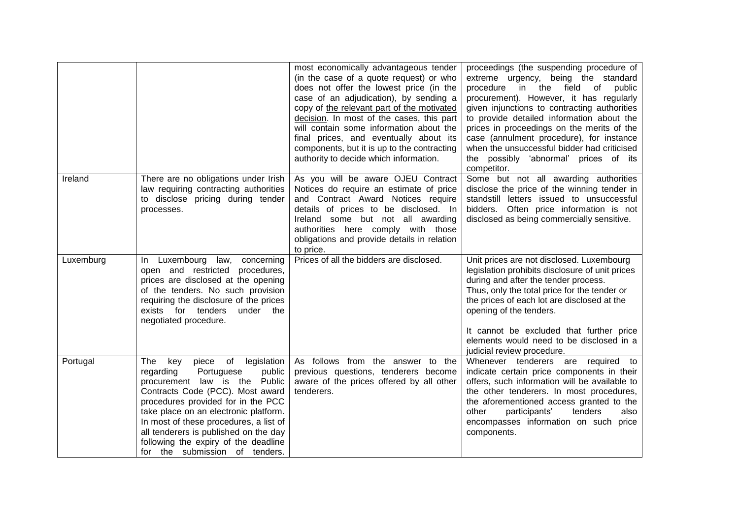| | | | |
|---|---|---|---|
| | | most economically advantageous tender (in the case of a quote request) or who does not offer the lowest price (in the case of an adjudication), by sending a copy of the relevant part of the motivated decision. In most of the cases, this part will contain some information about the final prices, and eventually about its components, but it is up to the contracting authority to decide which information. | proceedings (the suspending procedure of extreme urgency, being the standard procedure in the field of public procurement). However, it has regularly given injunctions to contracting authorities to provide detailed information about the prices in proceedings on the merits of the case (annulment procedure), for instance when the unsuccessful bidder had criticised the possibly 'abnormal' prices of its competitor. |
| Ireland | There are no obligations under Irish law requiring contracting authorities to disclose pricing during tender processes. | As you will be aware OJEU Contract Notices do require an estimate of price and Contract Award Notices require details of prices to be disclosed. In Ireland some but not all awarding authorities here comply with those obligations and provide details in relation to price. | Some but not all awarding authorities disclose the price of the winning tender in standstill letters issued to unsuccessful bidders. Often price information is not disclosed as being commercially sensitive. |
| Luxemburg | In Luxembourg law, concerning open and restricted procedures, prices are disclosed at the opening of the tenders. No such provision requiring the disclosure of the prices exists for tenders under the negotiated procedure. | Prices of all the bidders are disclosed. | Unit prices are not disclosed. Luxembourg legislation prohibits disclosure of unit prices during and after the tender process.<br>Thus, only the total price for the tender or the prices of each lot are disclosed at the opening of the tenders.<br><br>It cannot be excluded that further price elements would need to be disclosed in a judicial review procedure. |
| Portugal | The key piece of legislation regarding Portuguese public procurement law is the Public Contracts Code (PCC). Most award procedures provided for in the PCC take place on an electronic platform. In most of these procedures, a list of all tenderers is published on the day following the expiry of the deadline for the submission of tenders. | As follows from the answer to the previous questions, tenderers become aware of the prices offered by all other tenderers. | Whenever tenderers are required to indicate certain price components in their offers, such information will be available to the other tenderers. In most procedures, the aforementioned access granted to the other participants' tenders also encompasses information on such price components. |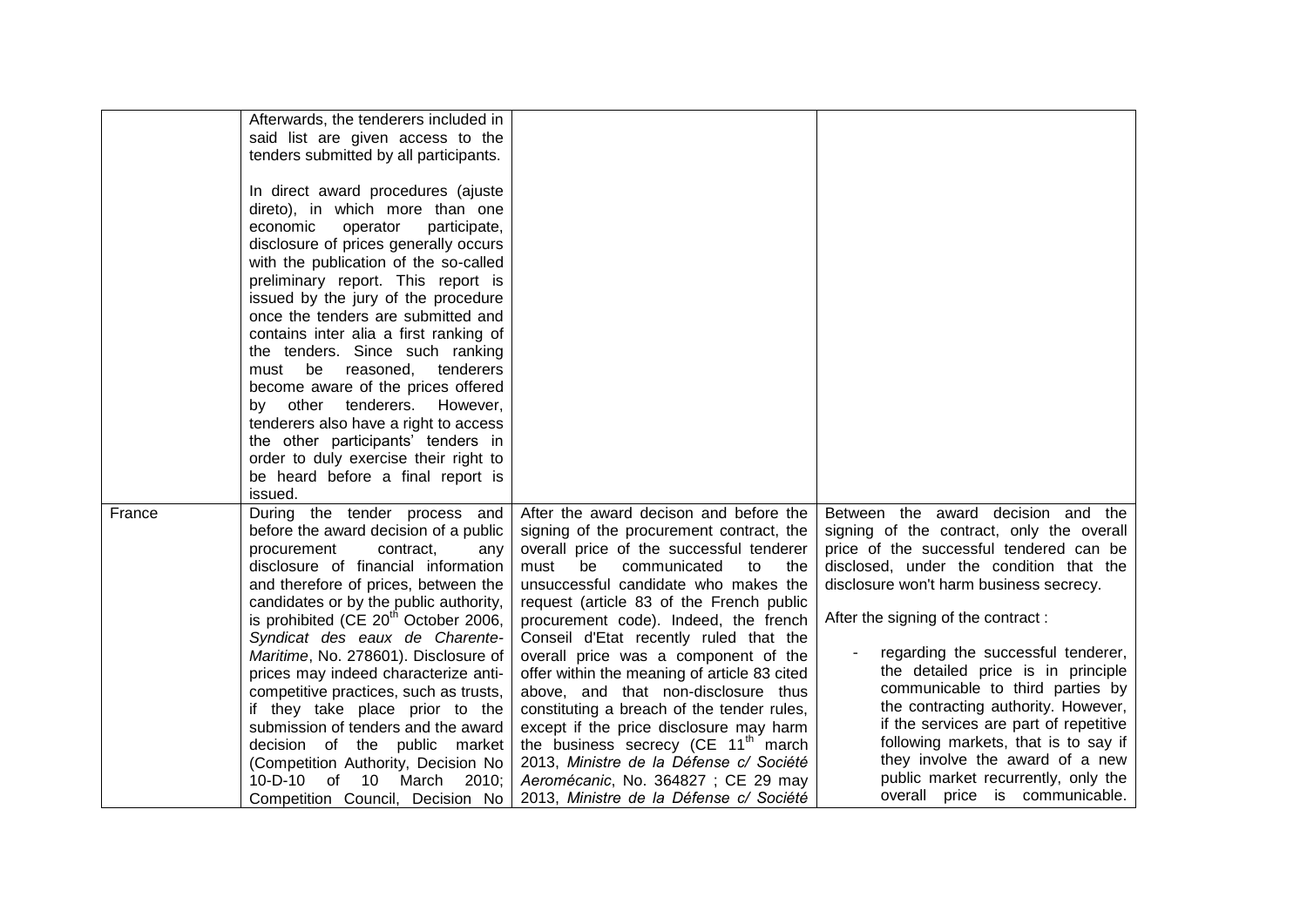|  |  |  |  |
|---|---|---|---|
|  | Afterwards, the tenderers included in said list are given access to the tenders submitted by all participants.<br><br>In direct award procedures (ajuste direto), in which more than one economic operator participate, disclosure of prices generally occurs with the publication of the so-called preliminary report. This report is issued by the jury of the procedure once the tenders are submitted and contains inter alia a first ranking of the tenders. Since such ranking must be reasoned, tenderers become aware of the prices offered by other tenderers. However, tenderers also have a right to access the other participants' tenders in order to duly exercise their right to be heard before a final report is issued. |  |  |
| France | During the tender process and before the award decision of a public procurement contract, any disclosure of financial information and therefore of prices, between the candidates or by the public authority, is prohibited (CE 20th October 2006, *Syndicat des eaux de Charente-Maritime*, No. 278601). Disclosure of prices may indeed characterize anti-competitive practices, such as trusts, if they take place prior to the submission of tenders and the award decision of the public market (Competition Authority, Decision No 10-D-10 of 10 March 2010; Competition Council, Decision No | After the award decison and before the signing of the procurement contract, the overall price of the successful tenderer must be communicated to the unsuccessful candidate who makes the request (article 83 of the French public procurement code). Indeed, the french Conseil d'Etat recently ruled that the overall price was a component of the offer within the meaning of article 83 cited above, and that non-disclosure thus constituting a breach of the tender rules, except if the price disclosure may harm the business secrecy (CE 11th march 2013, *Ministre de la Défense c/ Société Aeromécanic*, No. 364827 ; CE 29 may 2013, *Ministre de la Défense c/ Société* | Between the award decision and the signing of the contract, only the overall price of the successful tendered can be disclosed, under the condition that the disclosure won't harm business secrecy.<br><br>After the signing of the contract :<br><br>- regarding the successful tenderer, the detailed price is in principle communicable to third parties by the contracting authority. However, if the services are part of repetitive following markets, that is to say if they involve the award of a new public market recurrently, only the overall price is communicable. |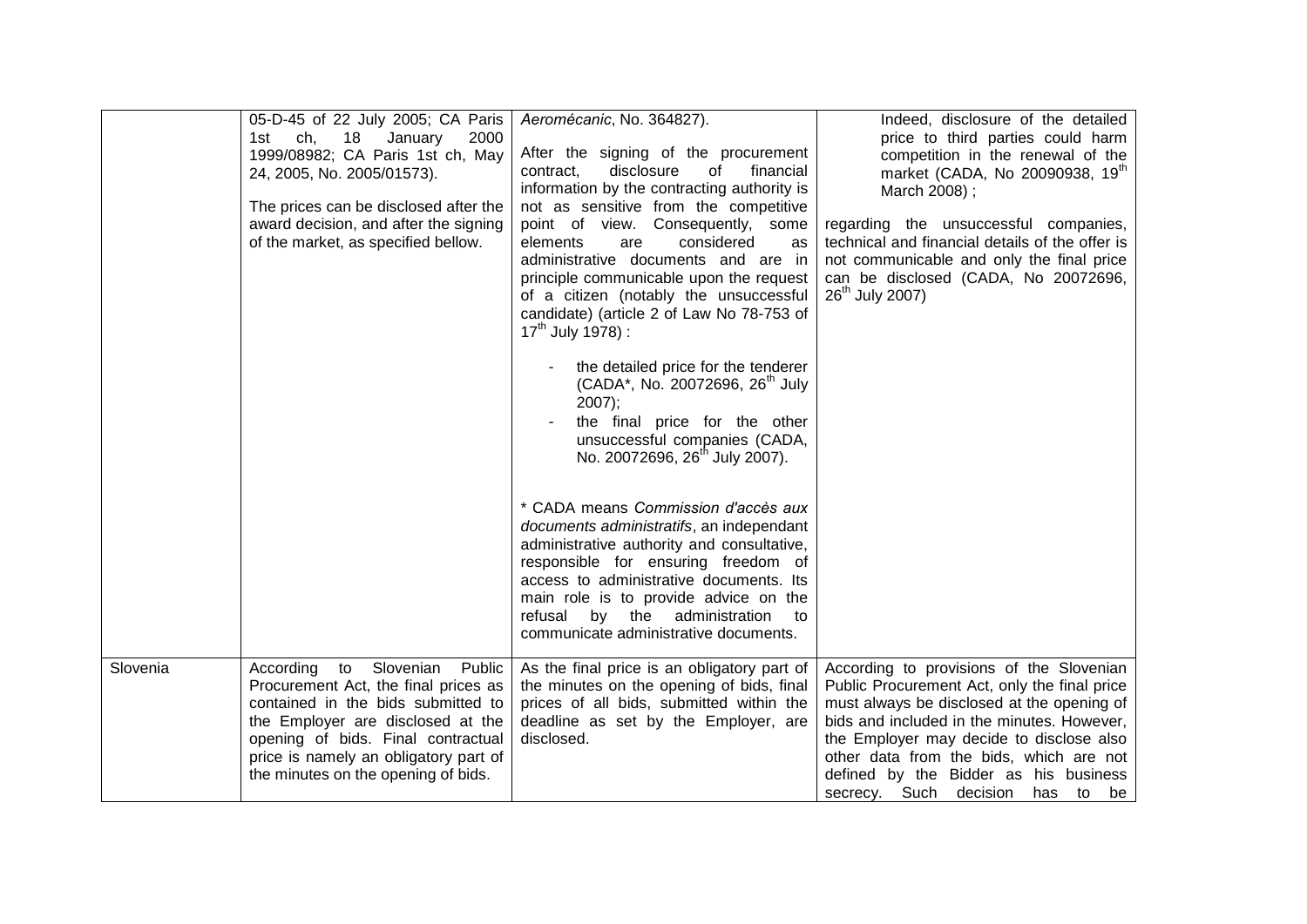| | | | |
|---|---|---|---|
| | 05-D-45 of 22 July 2005; CA Paris 1st ch, 18 January 2000 1999/08982; CA Paris 1st ch, May 24, 2005, No. 2005/01573).<br><br>The prices can be disclosed after the award decision, and after the signing of the market, as specified bellow. | *Aeromécanic*, No. 364827).<br><br>After the signing of the procurement contract, disclosure of financial information by the contracting authority is not as sensitive from the competitive point of view. Consequently, some elements are considered as administrative documents and are in principle communicable upon the request of a citizen (notably the unsuccessful candidate) (article 2 of Law No 78-753 of 17th July 1978) :<br><br>- the detailed price for the tenderer (CADA*, No. 20072696, 26th July 2007);<br>- the final price for the other unsuccessful companies (CADA, No. 20072696, 26th July 2007).<br><br>* CADA means *Commission d'accès aux documents administratifs*, an independant administrative authority and consultative, responsible for ensuring freedom of access to administrative documents. Its main role is to provide advice on the refusal by the administration to communicate administrative documents. | Indeed, disclosure of the detailed price to third parties could harm competition in the renewal of the market (CADA, No 20090938, 19th March 2008) ;<br><br>regarding the unsuccessful companies, technical and financial details of the offer is not communicable and only the final price can be disclosed (CADA, No 20072696, 26th July 2007) |
| Slovenia | According to Slovenian Public Procurement Act, the final prices as contained in the bids submitted to the Employer are disclosed at the opening of bids. Final contractual price is namely an obligatory part of the minutes on the opening of bids. | As the final price is an obligatory part of the minutes on the opening of bids, final prices of all bids, submitted within the deadline as set by the Employer, are disclosed. | According to provisions of the Slovenian Public Procurement Act, only the final price must always be disclosed at the opening of bids and included in the minutes. However, the Employer may decide to disclose also other data from the bids, which are not defined by the Bidder as his business secrecy. Such decision has to be |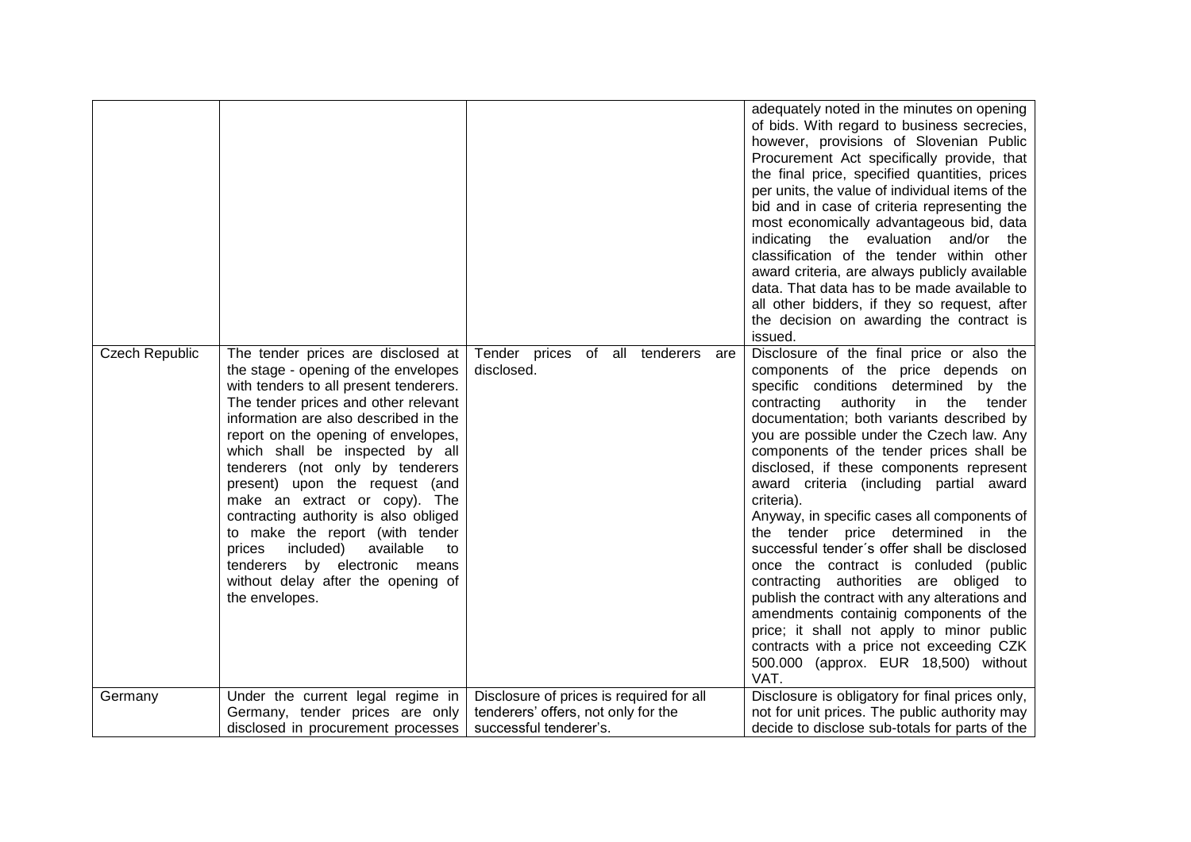| | | | |
|---|---|---|---|
| | | | adequately noted in the minutes on opening of bids. With regard to business secrecies, however, provisions of Slovenian Public Procurement Act specifically provide, that the final price, specified quantities, prices per units, the value of individual items of the bid and in case of criteria representing the most economically advantageous bid, data indicating the evaluation and/or the classification of the tender within other award criteria, are always publicly available data. That data has to be made available to all other bidders, if they so request, after the decision on awarding the contract is issued. |
| Czech Republic | The tender prices are disclosed at the stage - opening of the envelopes with tenders to all present tenderers. The tender prices and other relevant information are also described in the report on the opening of envelopes, which shall be inspected by all tenderers (not only by tenderers present) upon the request (and make an extract or copy). The contracting authority is also obliged to make the report (with tender prices included) available to tenderers by electronic means without delay after the opening of the envelopes. | Tender prices of all tenderers are disclosed. | Disclosure of the final price or also the components of the price depends on specific conditions determined by the contracting authority in the tender documentation; both variants described by you are possible under the Czech law. Any components of the tender prices shall be disclosed, if these components represent award criteria (including partial award criteria).<br>Anyway, in specific cases all components of the tender price determined in the successful tender´s offer shall be disclosed once the contract is conluded (public contracting authorities are obliged to publish the contract with any alterations and amendments containig components of the price; it shall not apply to minor public contracts with a price not exceeding CZK 500.000 (approx. EUR 18,500) without VAT. |
| Germany | Under the current legal regime in Germany, tender prices are only disclosed in procurement processes | Disclosure of prices is required for all tenderers' offers, not only for the successful tenderer's. | Disclosure is obligatory for final prices only, not for unit prices. The public authority may decide to disclose sub-totals for parts of the |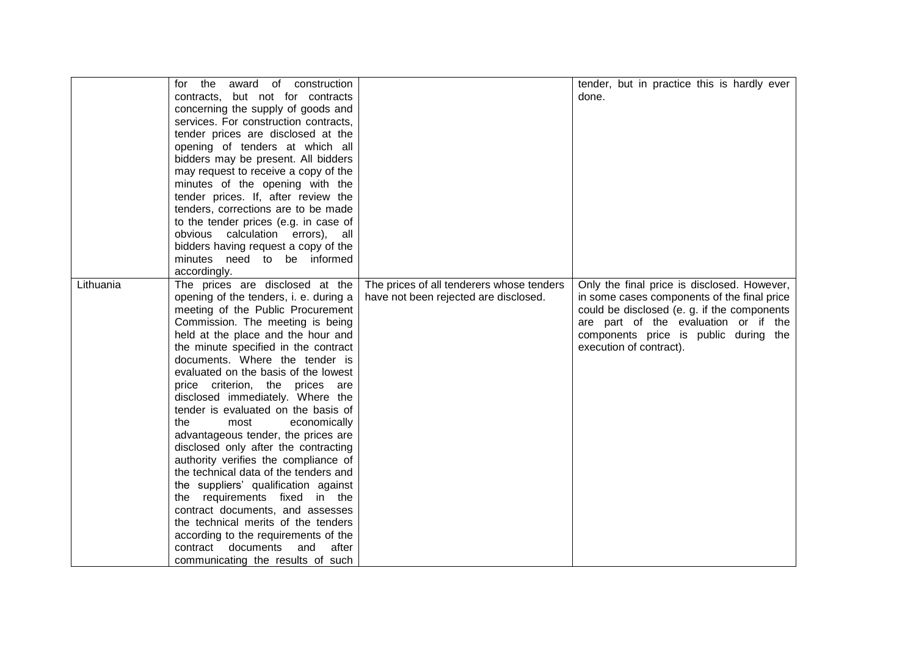| | | | |
|---|---|---|---|
| | for the award of construction contracts, but not for contracts concerning the supply of goods and services. For construction contracts, tender prices are disclosed at the opening of tenders at which all bidders may be present. All bidders may request to receive a copy of the minutes of the opening with the tender prices. If, after review the tenders, corrections are to be made to the tender prices (e.g. in case of obvious calculation errors), all bidders having request a copy of the minutes need to be informed accordingly. | | tender, but in practice this is hardly ever done. |
| Lithuania | The prices are disclosed at the opening of the tenders, i. e. during a meeting of the Public Procurement Commission. The meeting is being held at the place and the hour and the minute specified in the contract documents. Where the tender is evaluated on the basis of the lowest price criterion, the prices are disclosed immediately. Where the tender is evaluated on the basis of the most economically advantageous tender, the prices are disclosed only after the contracting authority verifies the compliance of the technical data of the tenders and the suppliers' qualification against the requirements fixed in the contract documents, and assesses the technical merits of the tenders according to the requirements of the contract documents and after communicating the results of such | The prices of all tenderers whose tenders have not been rejected are disclosed. | Only the final price is disclosed. However, in some cases components of the final price could be disclosed (e. g. if the components are part of the evaluation or if the components price is public during the execution of contract). |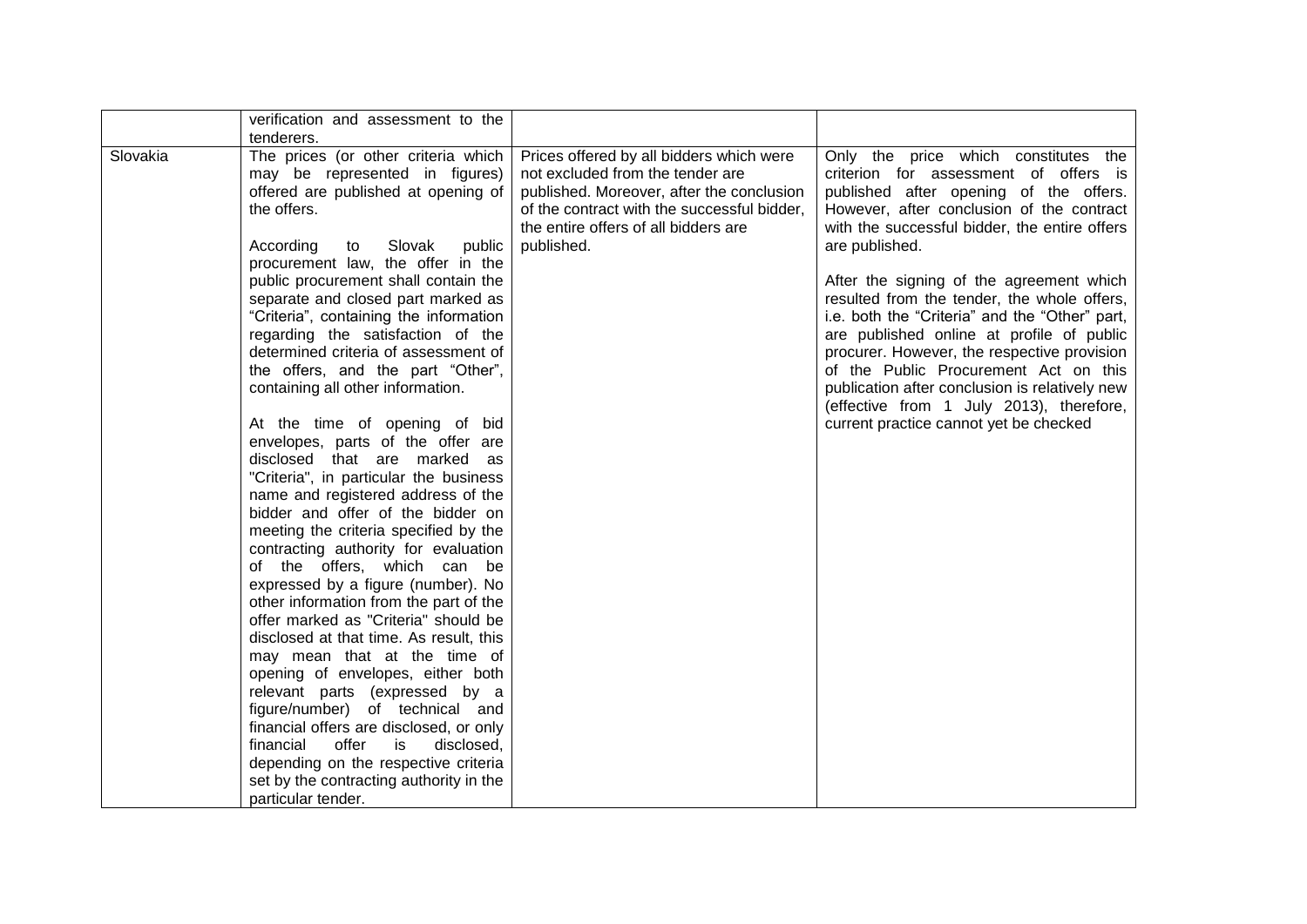| | | | |
|---|---|---|---|
| | verification and assessment to the tenderers. | | |
| Slovakia | The prices (or other criteria which may be represented in figures) offered are published at opening of the offers.<br><br>According to Slovak public procurement law, the offer in the public procurement shall contain the separate and closed part marked as "Criteria", containing the information regarding the satisfaction of the determined criteria of assessment of the offers, and the part "Other", containing all other information.<br><br>At the time of opening of bid envelopes, parts of the offer are disclosed that are marked as "Criteria", in particular the business name and registered address of the bidder and offer of the bidder on meeting the criteria specified by the contracting authority for evaluation of the offers, which can be expressed by a figure (number). No other information from the part of the offer marked as "Criteria" should be disclosed at that time. As result, this may mean that at the time of opening of envelopes, either both relevant parts (expressed by a figure/number) of technical and financial offers are disclosed, or only financial offer is disclosed, depending on the respective criteria set by the contracting authority in the particular tender. | Prices offered by all bidders which were not excluded from the tender are published. Moreover, after the conclusion of the contract with the successful bidder, the entire offers of all bidders are published. | Only the price which constitutes the criterion for assessment of offers is published after opening of the offers. However, after conclusion of the contract with the successful bidder, the entire offers are published.<br><br>After the signing of the agreement which resulted from the tender, the whole offers, i.e. both the "Criteria" and the "Other" part, are published online at profile of public procurer. However, the respective provision of the Public Procurement Act on this publication after conclusion is relatively new (effective from 1 July 2013), therefore, current practice cannot yet be checked |